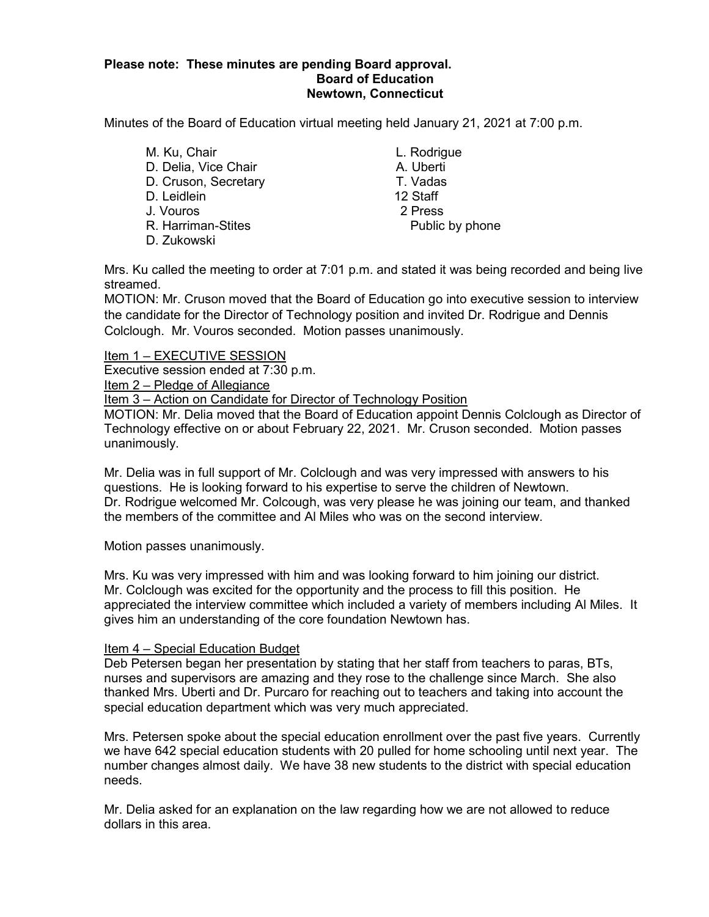**Please note: These minutes are pending Board approval.**

**Board of Education**

**Newtown, Connecticut**

Minutes of the Board of Education virtual meeting held January 21, 2021 at 7:00 p.m.

| | |
|---|---|
| M. Ku, Chair | L. Rodrigue |
| D. Delia, Vice Chair | A. Uberti |
| D. Cruson, Secretary | T. Vadas |
| D. Leidlein | 12 Staff |
| J. Vouros | 2 Press |
| R. Harriman-Stites | Public by phone |
| D. Zukowski | |

Mrs. Ku called the meeting to order at 7:01 p.m. and stated it was being recorded and being live streamed.

MOTION: Mr. Cruson moved that the Board of Education go into executive session to interview the candidate for the Director of Technology position and invited Dr. Rodrigue and Dennis Colclough. Mr. Vouros seconded. Motion passes unanimously.

<u>Item 1 – EXECUTIVE SESSION</u>

Executive session ended at 7:30 p.m.

<u>Item 2 – Pledge of Allegiance</u>

<u>Item 3 – Action on Candidate for Director of Technology Position</u>

MOTION: Mr. Delia moved that the Board of Education appoint Dennis Colclough as Director of Technology effective on or about February 22, 2021. Mr. Cruson seconded. Motion passes unanimously.

Mr. Delia was in full support of Mr. Colclough and was very impressed with answers to his questions. He is looking forward to his expertise to serve the children of Newtown.

Dr. Rodrigue welcomed Mr. Colcough, was very please he was joining our team, and thanked the members of the committee and Al Miles who was on the second interview.

Motion passes unanimously.

Mrs. Ku was very impressed with him and was looking forward to him joining our district.

Mr. Colclough was excited for the opportunity and the process to fill this position. He appreciated the interview committee which included a variety of members including Al Miles. It gives him an understanding of the core foundation Newtown has.

<u>Item 4 – Special Education Budget</u>

Deb Petersen began her presentation by stating that her staff from teachers to paras, BTs, nurses and supervisors are amazing and they rose to the challenge since March. She also thanked Mrs. Uberti and Dr. Purcaro for reaching out to teachers and taking into account the special education department which was very much appreciated.

Mrs. Petersen spoke about the special education enrollment over the past five years. Currently we have 642 special education students with 20 pulled for home schooling until next year. The number changes almost daily. We have 38 new students to the district with special education needs.

Mr. Delia asked for an explanation on the law regarding how we are not allowed to reduce dollars in this area.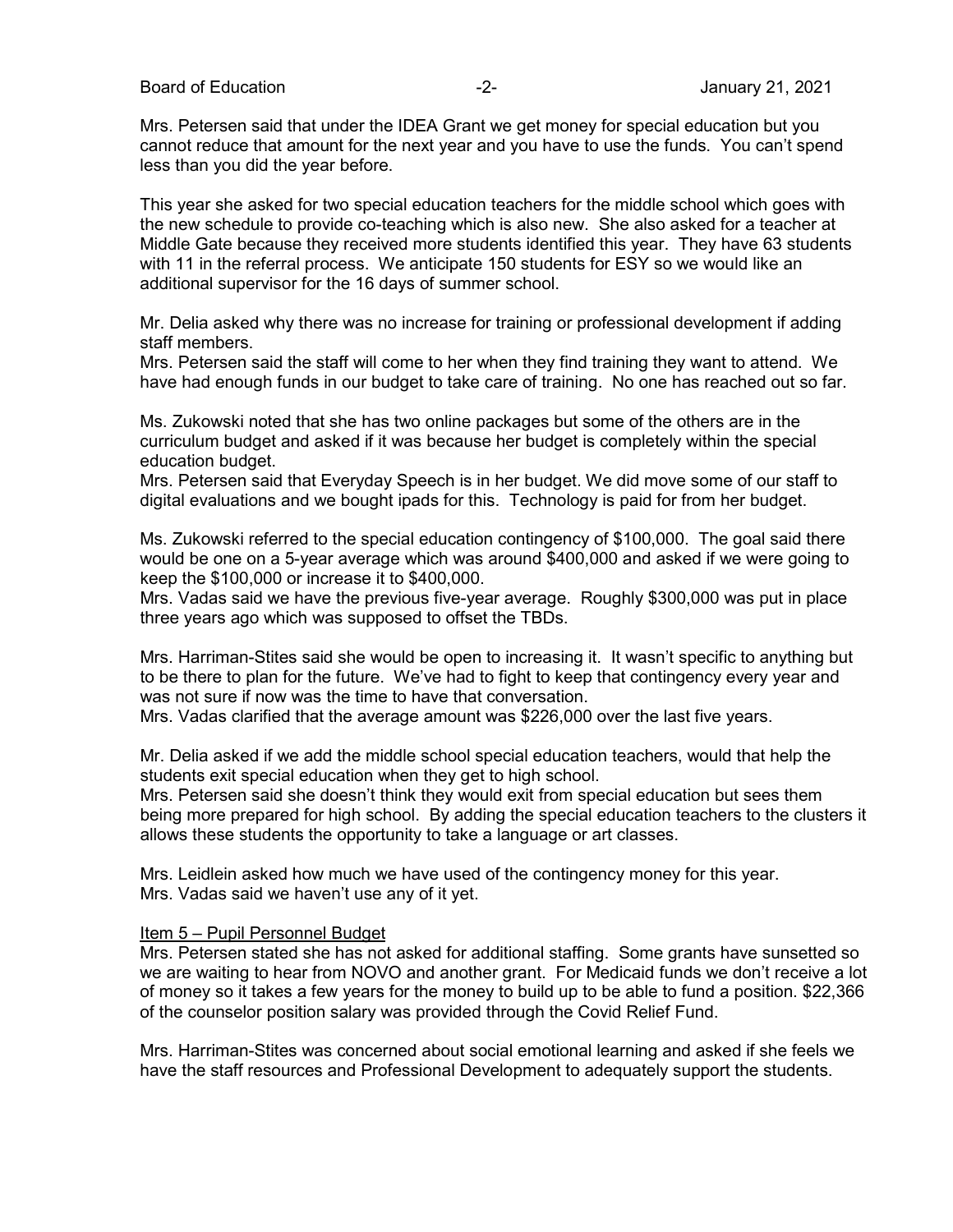Mrs. Petersen said that under the IDEA Grant we get money for special education but you cannot reduce that amount for the next year and you have to use the funds. You can't spend less than you did the year before.

This year she asked for two special education teachers for the middle school which goes with the new schedule to provide co-teaching which is also new. She also asked for a teacher at Middle Gate because they received more students identified this year. They have 63 students with 11 in the referral process. We anticipate 150 students for ESY so we would like an additional supervisor for the 16 days of summer school.

Mr. Delia asked why there was no increase for training or professional development if adding staff members.
Mrs. Petersen said the staff will come to her when they find training they want to attend. We have had enough funds in our budget to take care of training. No one has reached out so far.

Ms. Zukowski noted that she has two online packages but some of the others are in the curriculum budget and asked if it was because her budget is completely within the special education budget.
Mrs. Petersen said that Everyday Speech is in her budget. We did move some of our staff to digital evaluations and we bought ipads for this. Technology is paid for from her budget.

Ms. Zukowski referred to the special education contingency of $100,000. The goal said there would be one on a 5-year average which was around $400,000 and asked if we were going to keep the $100,000 or increase it to $400,000.
Mrs. Vadas said we have the previous five-year average. Roughly $300,000 was put in place three years ago which was supposed to offset the TBDs.

Mrs. Harriman-Stites said she would be open to increasing it. It wasn't specific to anything but to be there to plan for the future. We've had to fight to keep that contingency every year and was not sure if now was the time to have that conversation.
Mrs. Vadas clarified that the average amount was $226,000 over the last five years.

Mr. Delia asked if we add the middle school special education teachers, would that help the students exit special education when they get to high school.
Mrs. Petersen said she doesn't think they would exit from special education but sees them being more prepared for high school. By adding the special education teachers to the clusters it allows these students the opportunity to take a language or art classes.

Mrs. Leidlein asked how much we have used of the contingency money for this year.
Mrs. Vadas said we haven't use any of it yet.

Item 5 – Pupil Personnel Budget

Mrs. Petersen stated she has not asked for additional staffing. Some grants have sunsetted so we are waiting to hear from NOVO and another grant. For Medicaid funds we don't receive a lot of money so it takes a few years for the money to build up to be able to fund a position. $22,366 of the counselor position salary was provided through the Covid Relief Fund.

Mrs. Harriman-Stites was concerned about social emotional learning and asked if she feels we have the staff resources and Professional Development to adequately support the students.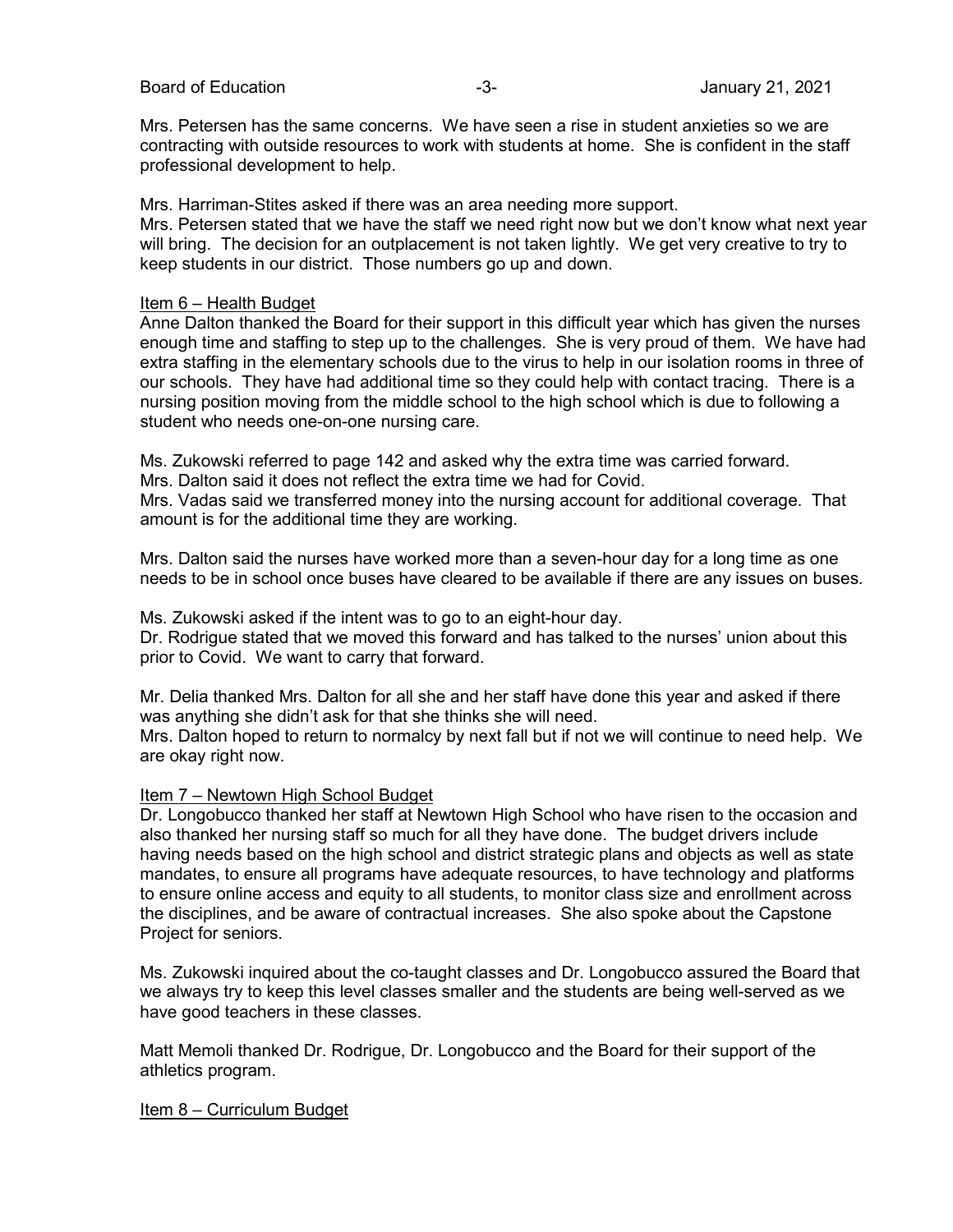Mrs. Petersen has the same concerns. We have seen a rise in student anxieties so we are contracting with outside resources to work with students at home. She is confident in the staff professional development to help.

Mrs. Harriman-Stites asked if there was an area needing more support.
Mrs. Petersen stated that we have the staff we need right now but we don't know what next year will bring. The decision for an outplacement is not taken lightly. We get very creative to try to keep students in our district. Those numbers go up and down.

Item 6 – Health Budget
Anne Dalton thanked the Board for their support in this difficult year which has given the nurses enough time and staffing to step up to the challenges. She is very proud of them. We have had extra staffing in the elementary schools due to the virus to help in our isolation rooms in three of our schools. They have had additional time so they could help with contact tracing. There is a nursing position moving from the middle school to the high school which is due to following a student who needs one-on-one nursing care.

Ms. Zukowski referred to page 142 and asked why the extra time was carried forward.
Mrs. Dalton said it does not reflect the extra time we had for Covid.
Mrs. Vadas said we transferred money into the nursing account for additional coverage. That amount is for the additional time they are working.

Mrs. Dalton said the nurses have worked more than a seven-hour day for a long time as one needs to be in school once buses have cleared to be available if there are any issues on buses.

Ms. Zukowski asked if the intent was to go to an eight-hour day.
Dr. Rodrigue stated that we moved this forward and has talked to the nurses' union about this prior to Covid. We want to carry that forward.

Mr. Delia thanked Mrs. Dalton for all she and her staff have done this year and asked if there was anything she didn't ask for that she thinks she will need.
Mrs. Dalton hoped to return to normalcy by next fall but if not we will continue to need help. We are okay right now.

Item 7 – Newtown High School Budget
Dr. Longobucco thanked her staff at Newtown High School who have risen to the occasion and also thanked her nursing staff so much for all they have done. The budget drivers include having needs based on the high school and district strategic plans and objects as well as state mandates, to ensure all programs have adequate resources, to have technology and platforms to ensure online access and equity to all students, to monitor class size and enrollment across the disciplines, and be aware of contractual increases. She also spoke about the Capstone Project for seniors.

Ms. Zukowski inquired about the co-taught classes and Dr. Longobucco assured the Board that we always try to keep this level classes smaller and the students are being well-served as we have good teachers in these classes.

Matt Memoli thanked Dr. Rodrigue, Dr. Longobucco and the Board for their support of the athletics program.

Item 8 – Curriculum Budget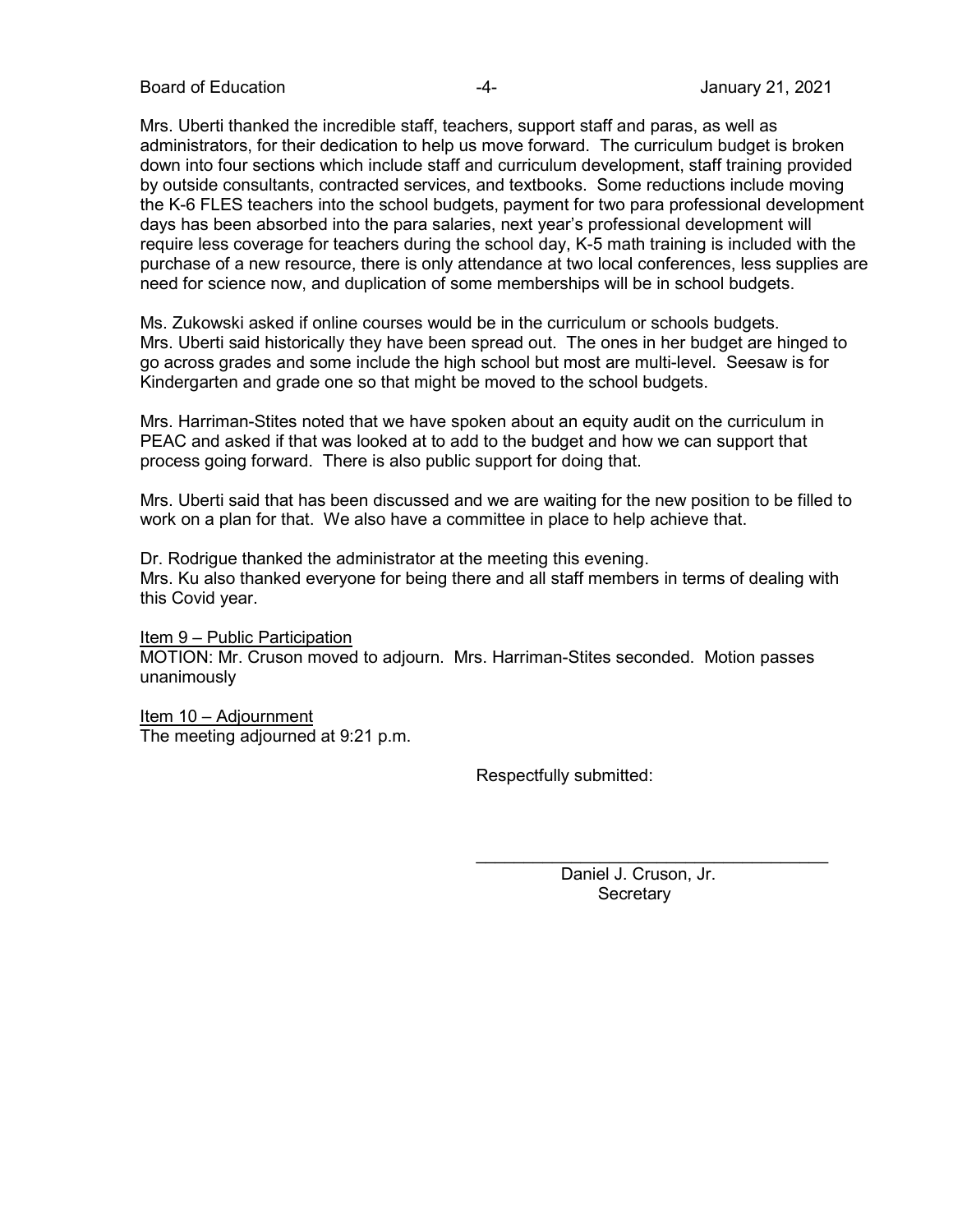Mrs. Uberti thanked the incredible staff, teachers, support staff and paras, as well as administrators, for their dedication to help us move forward. The curriculum budget is broken down into four sections which include staff and curriculum development, staff training provided by outside consultants, contracted services, and textbooks. Some reductions include moving the K-6 FLES teachers into the school budgets, payment for two para professional development days has been absorbed into the para salaries, next year's professional development will require less coverage for teachers during the school day, K-5 math training is included with the purchase of a new resource, there is only attendance at two local conferences, less supplies are need for science now, and duplication of some memberships will be in school budgets.

Ms. Zukowski asked if online courses would be in the curriculum or schools budgets. Mrs. Uberti said historically they have been spread out. The ones in her budget are hinged to go across grades and some include the high school but most are multi-level. Seesaw is for Kindergarten and grade one so that might be moved to the school budgets.

Mrs. Harriman-Stites noted that we have spoken about an equity audit on the curriculum in PEAC and asked if that was looked at to add to the budget and how we can support that process going forward. There is also public support for doing that.

Mrs. Uberti said that has been discussed and we are waiting for the new position to be filled to work on a plan for that. We also have a committee in place to help achieve that.

Dr. Rodrigue thanked the administrator at the meeting this evening.
Mrs. Ku also thanked everyone for being there and all staff members in terms of dealing with this Covid year.

<u>Item 9 – Public Participation</u>
MOTION: Mr. Cruson moved to adjourn. Mrs. Harriman-Stites seconded. Motion passes unanimously

<u>Item 10 – Adjournment</u>
The meeting adjourned at 9:21 p.m.

Respectfully submitted:

\_\_\_\_\_\_\_\_\_\_\_\_\_\_\_\_\_\_\_\_\_\_\_\_\_\_\_\_\_\_\_\_\_\_\_\_

Daniel J. Cruson, Jr.
Secretary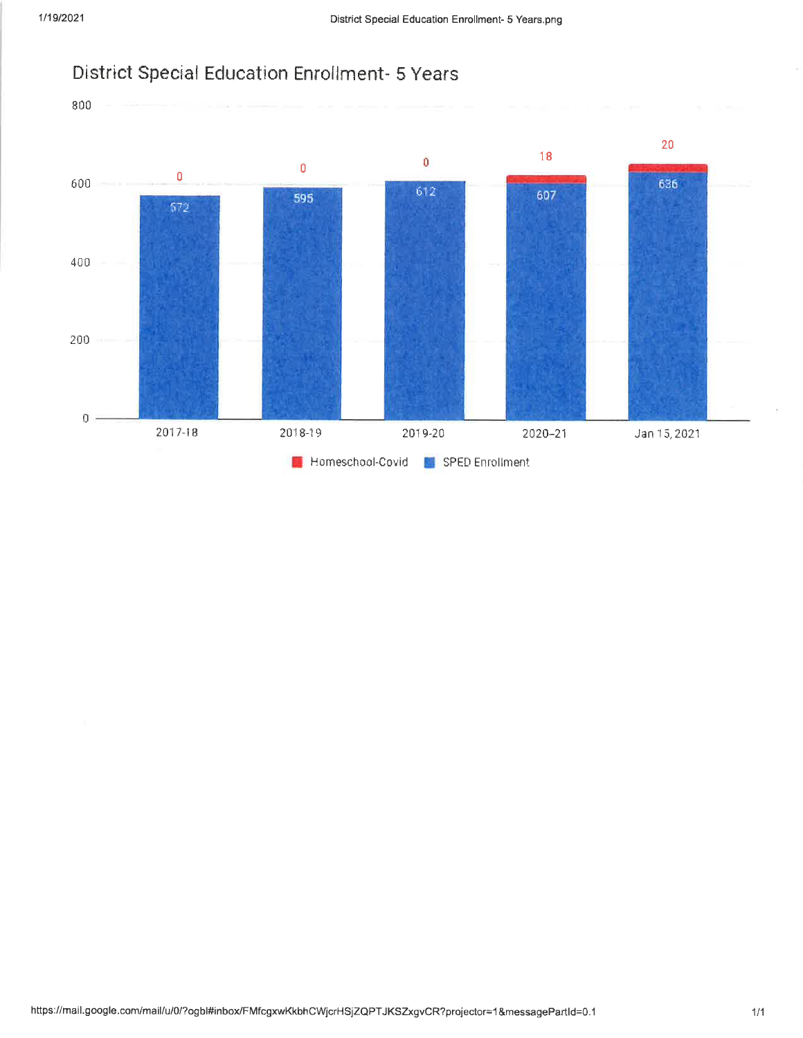# District Special Education Enrollment- 5 Years

| | SPED Enrollment | Homeschool-Covid |
|---|---|---|
| 2017-18 | 572 | 0 |
| 2018-19 | 595 | 0 |
| 2019-20 | 612 | 0 |
| 2020-21 | 607 | 18 |
| Jan 15, 2021 | 636 | 20 |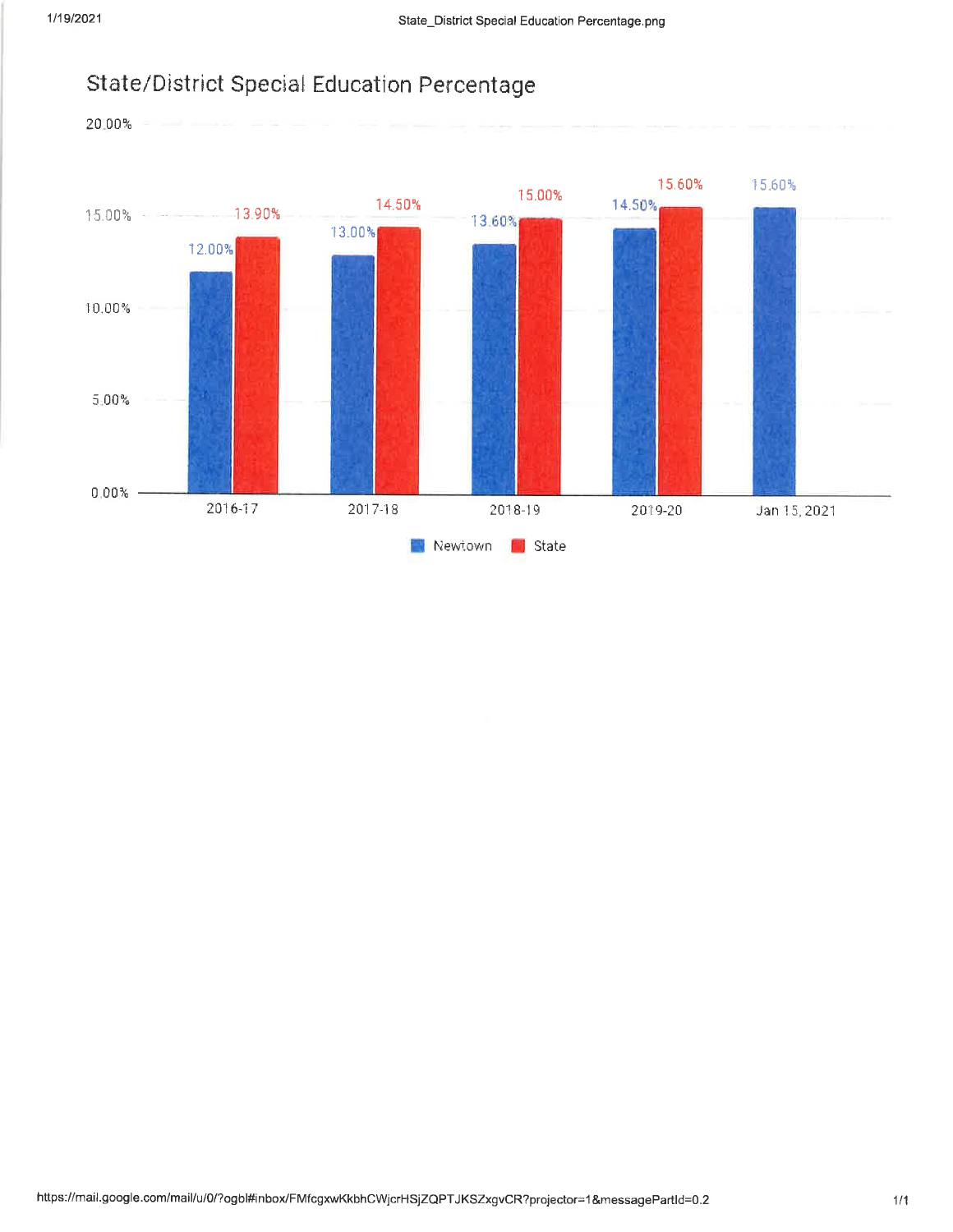# State/District Special Education Percentage

| Year | Newtown | State |
| --- | --- | --- |
| 2016-17 | 12.00% | 13.90% |
| 2017-18 | 13.00% | 14.50% |
| 2018-19 | 13.60% | 15.00% |
| 2019-20 | 14.50% | 15.60% |
| Jan 15, 2021 | 15.60% | |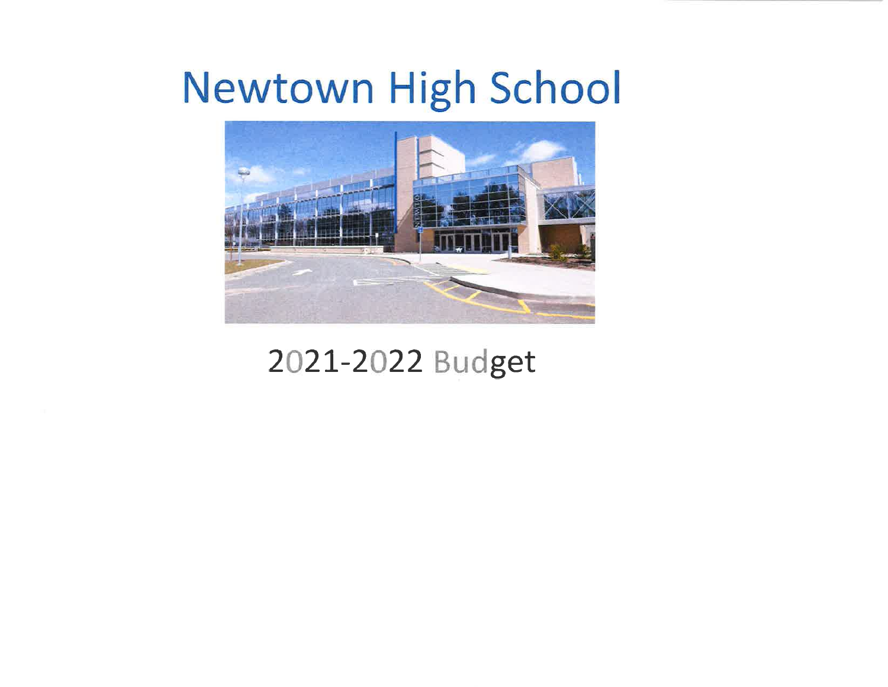# Newtown High School

2021-2022 Budget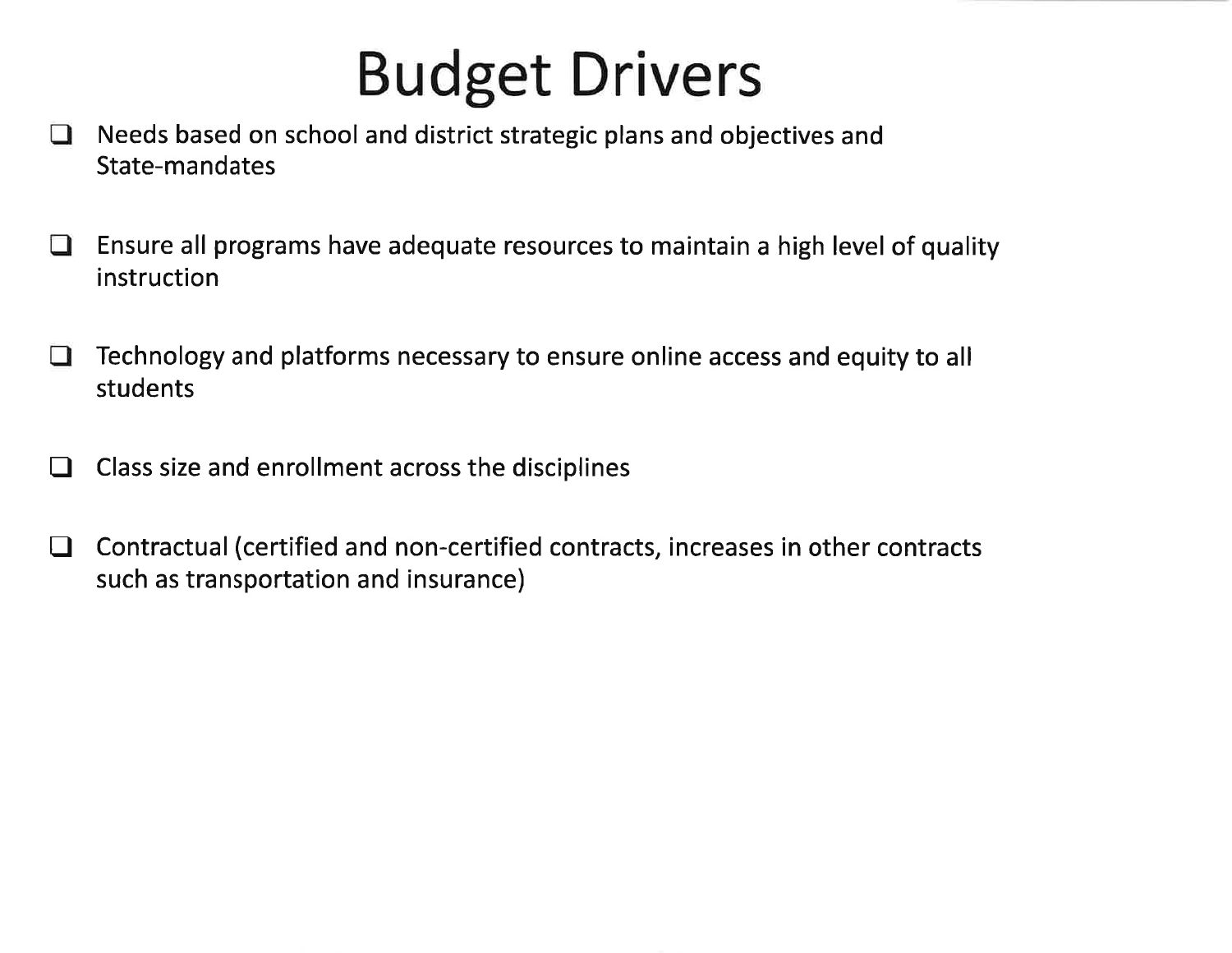# Budget Drivers

- Needs based on school and district strategic plans and objectives and State-mandates
- Ensure all programs have adequate resources to maintain a high level of quality instruction
- Technology and platforms necessary to ensure online access and equity to all students
- Class size and enrollment across the disciplines
- Contractual (certified and non-certified contracts, increases in other contracts such as transportation and insurance)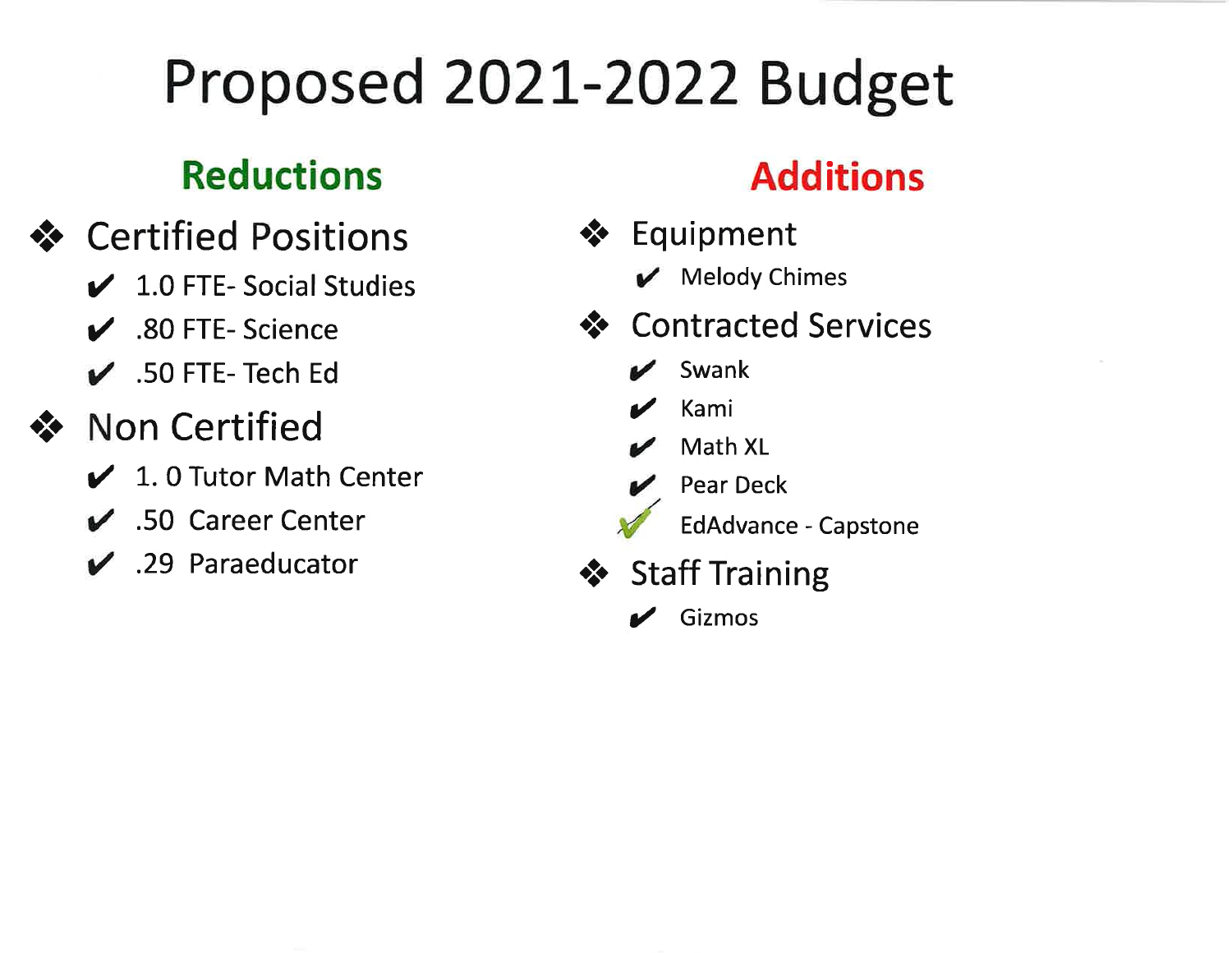# Proposed 2021-2022 Budget

## Reductions

- Certified Positions
  - 1.0 FTE- Social Studies
  - .80 FTE- Science
  - .50 FTE- Tech Ed
- Non Certified
  - 1. 0 Tutor Math Center
  - .50 Career Center
  - .29 Paraeducator

## Additions

- Equipment
  - Melody Chimes
- Contracted Services
  - Swank
  - Kami
  - Math XL
  - Pear Deck
  - EdAdvance - Capstone
- Staff Training
  - Gizmos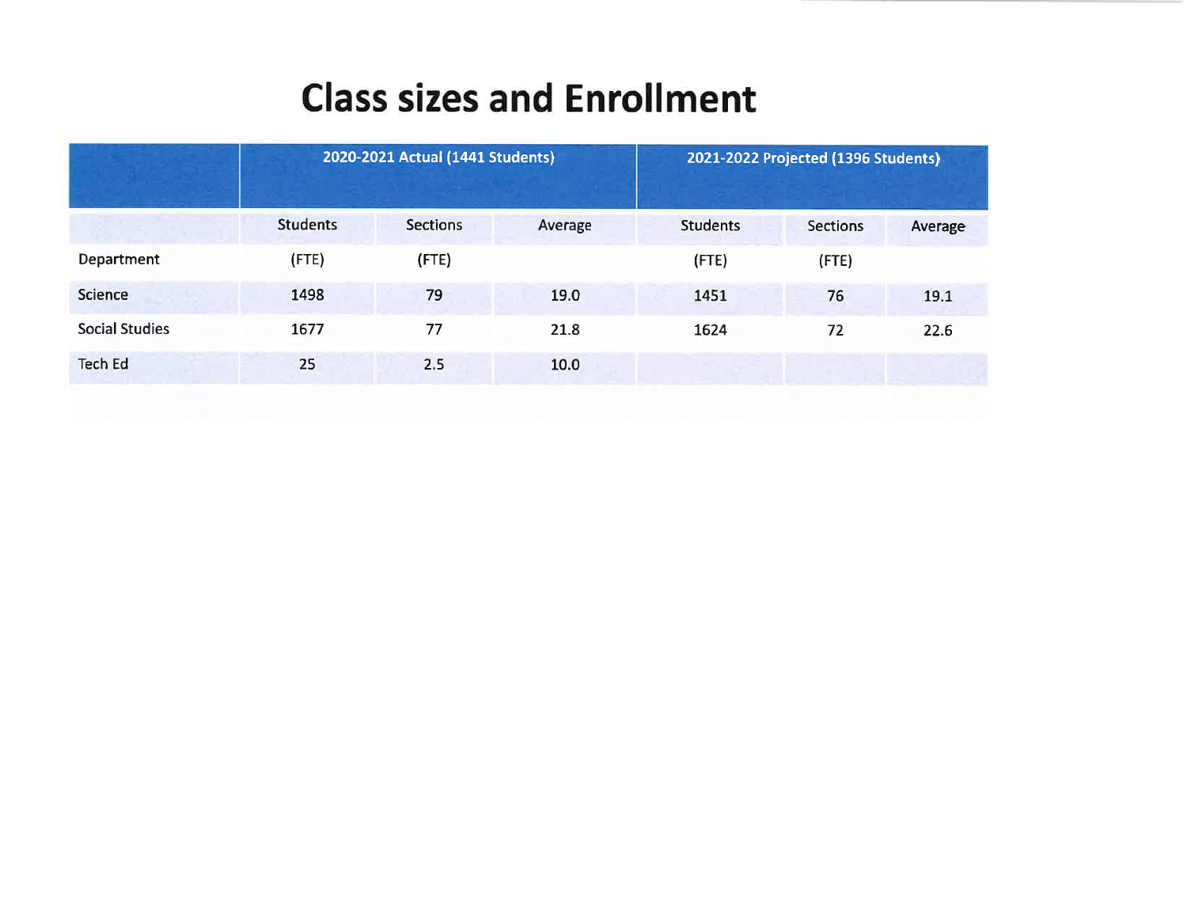# Class sizes and Enrollment

| | 2020-2021 Actual (1441 Students) | | | 2021-2022 Projected (1396 Students) | | |
|---|---|---|---|---|---|---|
| | Students | Sections | Average | Students | Sections | Average |
| Department | (FTE) | (FTE) | | (FTE) | (FTE) | |
| Science | 1498 | 79 | 19.0 | 1451 | 76 | 19.1 |
| Social Studies | 1677 | 77 | 21.8 | 1624 | 72 | 22.6 |
| Tech Ed | 25 | 2.5 | 10.0 | | | |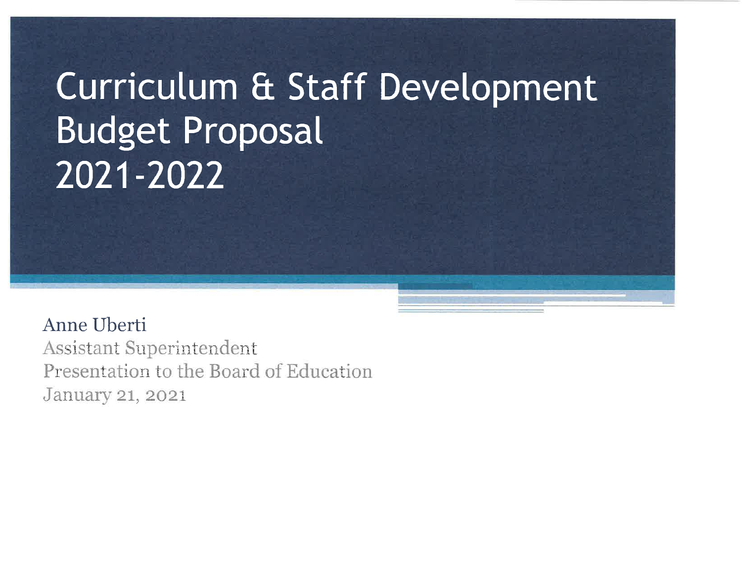# Curriculum & Staff Development Budget Proposal 2021-2022

Anne Uberti

Assistant Superintendent

Presentation to the Board of Education

January 21, 2021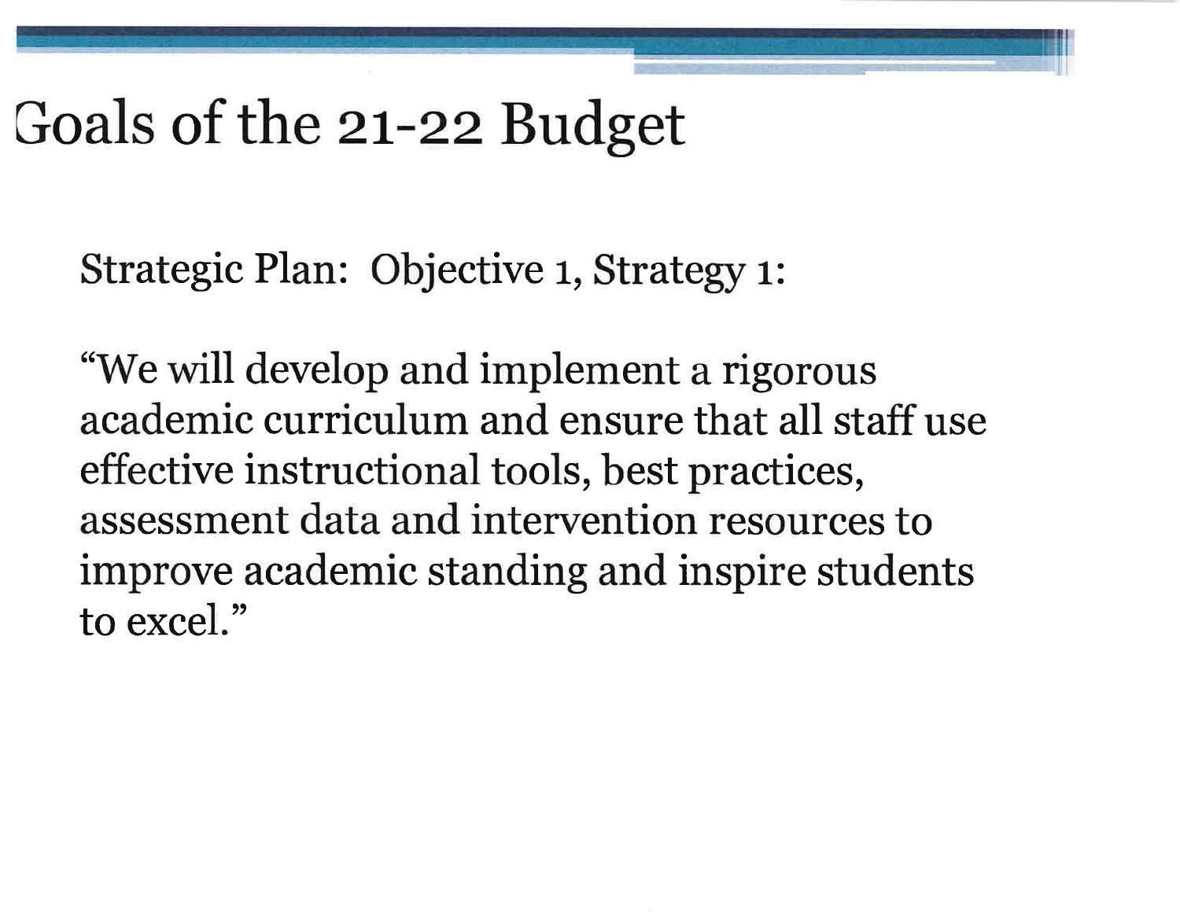# Goals of the 21-22 Budget

Strategic Plan: Objective 1, Strategy 1:

"We will develop and implement a rigorous academic curriculum and ensure that all staff use effective instructional tools, best practices, assessment data and intervention resources to improve academic standing and inspire students to excel."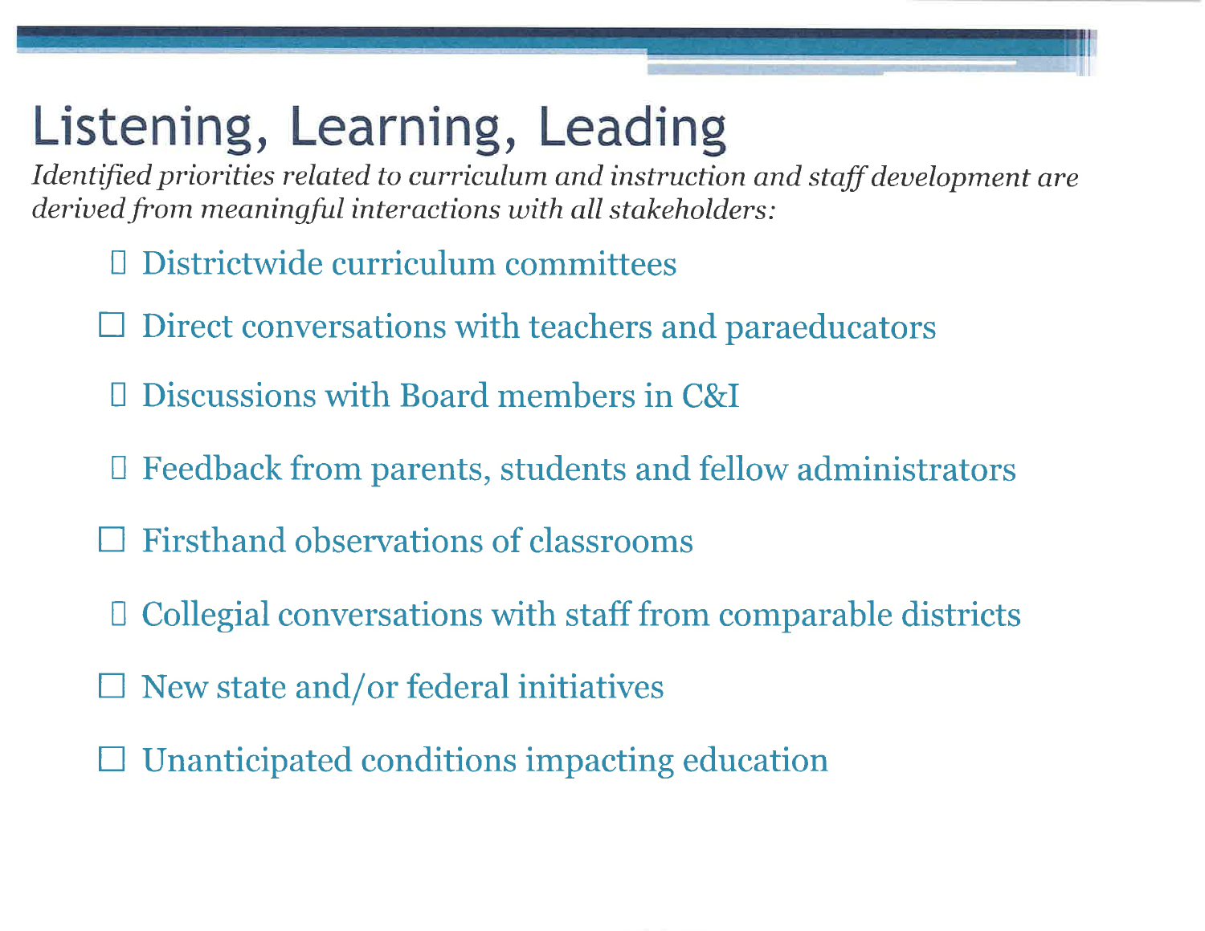# Listening, Learning, Leading

*Identified priorities related to curriculum and instruction and staff development are derived from meaningful interactions with all stakeholders:*

- Districtwide curriculum committees
- Direct conversations with teachers and paraeducators
- Discussions with Board members in C&I
- Feedback from parents, students and fellow administrators
- Firsthand observations of classrooms
- Collegial conversations with staff from comparable districts
- New state and/or federal initiatives
- Unanticipated conditions impacting education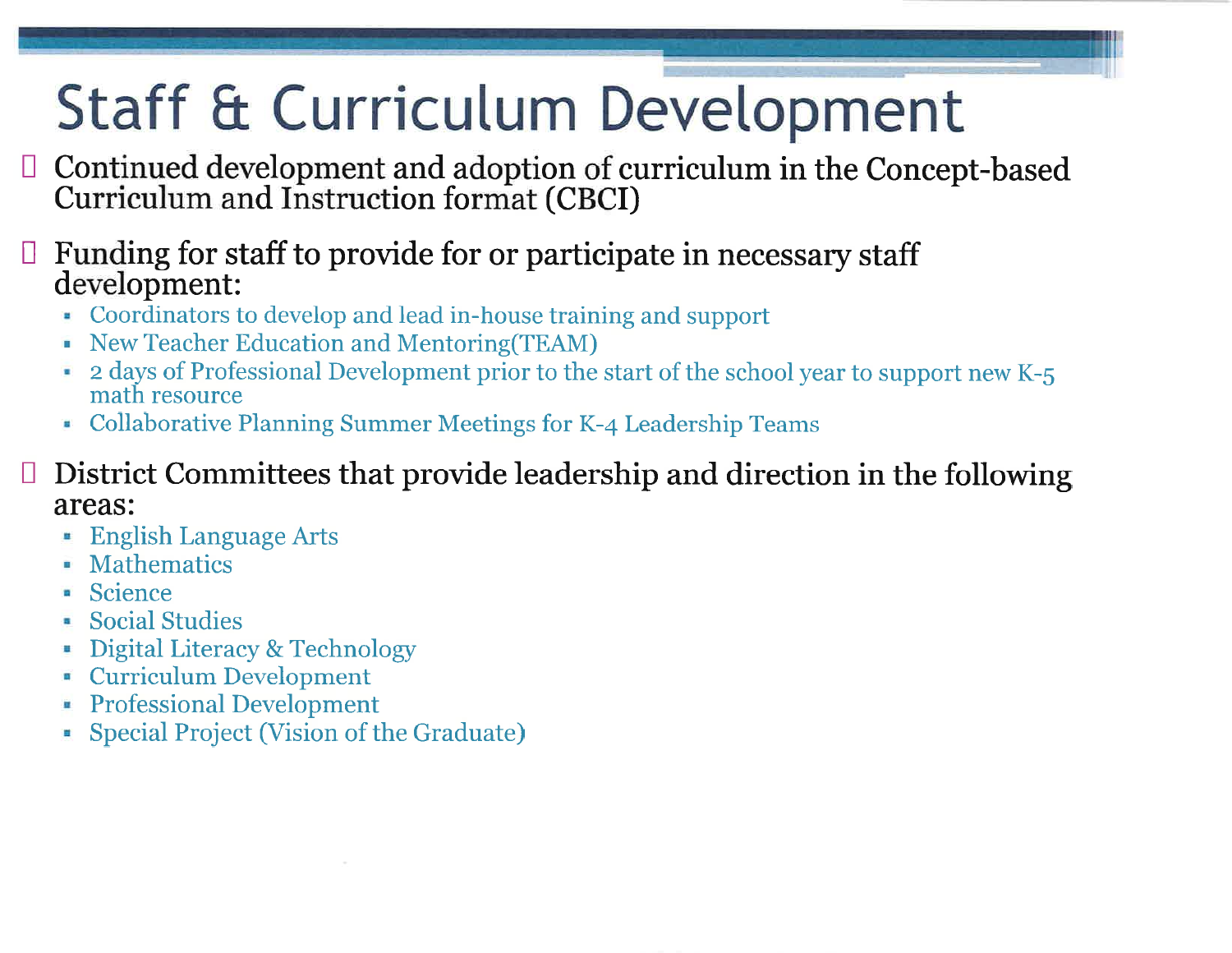# Staff & Curriculum Development

- Continued development and adoption of curriculum in the Concept-based Curriculum and Instruction format (CBCI)

- Funding for staff to provide for or participate in necessary staff development:
  - Coordinators to develop and lead in-house training and support
  - New Teacher Education and Mentoring(TEAM)
  - 2 days of Professional Development prior to the start of the school year to support new K-5 math resource
  - Collaborative Planning Summer Meetings for K-4 Leadership Teams

- District Committees that provide leadership and direction in the following areas:
  - English Language Arts
  - Mathematics
  - Science
  - Social Studies
  - Digital Literacy & Technology
  - Curriculum Development
  - Professional Development
  - Special Project (Vision of the Graduate)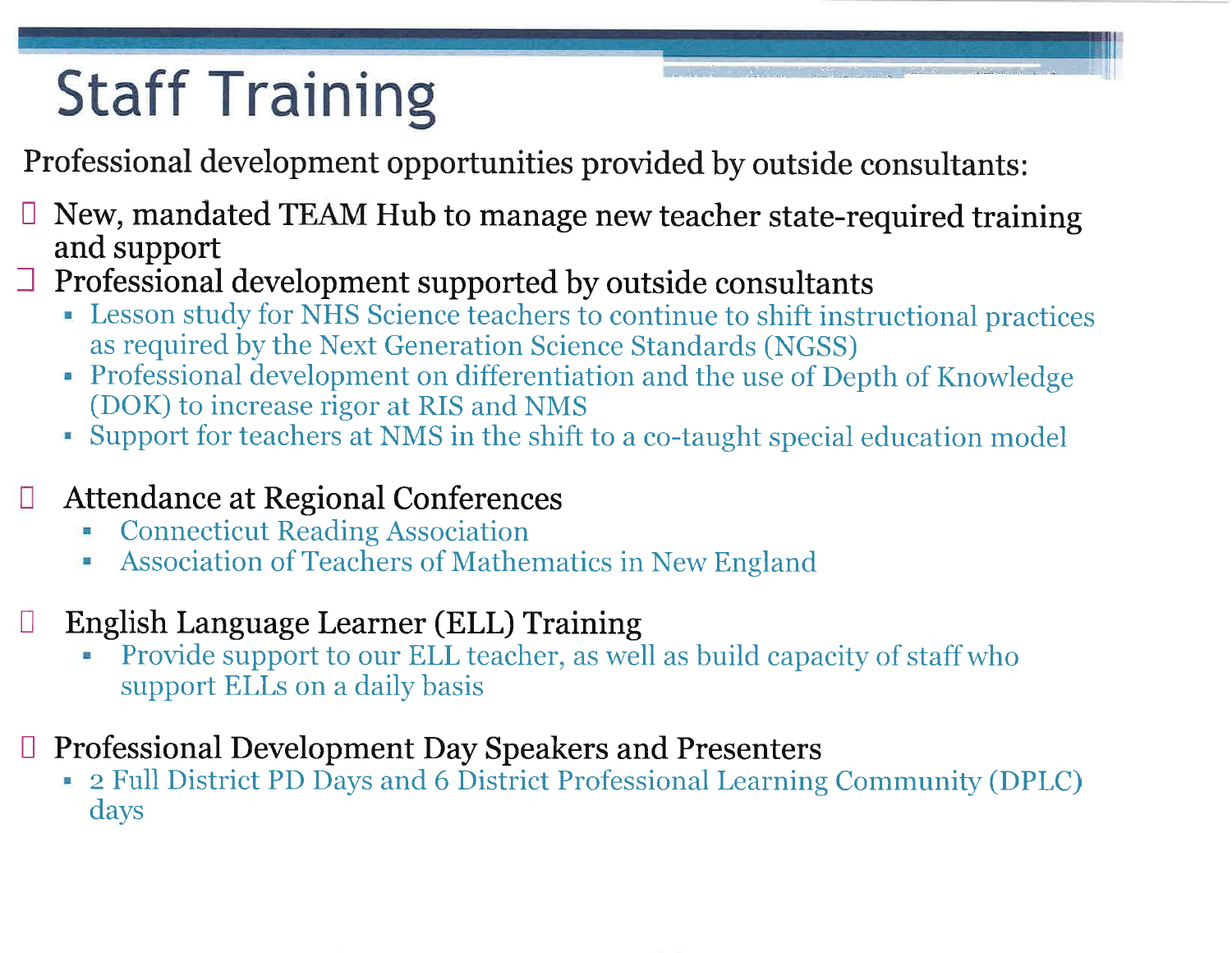# Staff Training

Professional development opportunities provided by outside consultants:

- New, mandated TEAM Hub to manage new teacher state-required training and support
- Professional development supported by outside consultants
  - Lesson study for NHS Science teachers to continue to shift instructional practices as required by the Next Generation Science Standards (NGSS)
  - Professional development on differentiation and the use of Depth of Knowledge (DOK) to increase rigor at RIS and NMS
  - Support for teachers at NMS in the shift to a co-taught special education model

- Attendance at Regional Conferences
  - Connecticut Reading Association
  - Association of Teachers of Mathematics in New England

- English Language Learner (ELL) Training
  - Provide support to our ELL teacher, as well as build capacity of staff who support ELLs on a daily basis

- Professional Development Day Speakers and Presenters
  - 2 Full District PD Days and 6 District Professional Learning Community (DPLC) days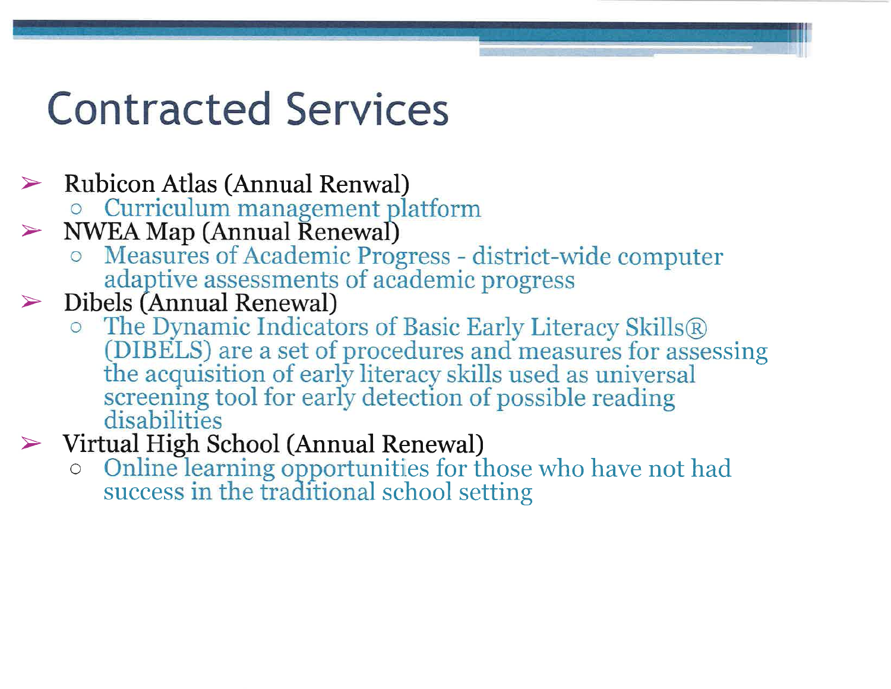# Contracted Services

- Rubicon Atlas (Annual Renwal)
  - Curriculum management platform
- NWEA Map (Annual Renewal)
  - Measures of Academic Progress - district-wide computer adaptive assessments of academic progress
- Dibels (Annual Renewal)
  - The Dynamic Indicators of Basic Early Literacy Skills® (DIBELS) are a set of procedures and measures for assessing the acquisition of early literacy skills used as universal screening tool for early detection of possible reading disabilities
- Virtual High School (Annual Renewal)
  - Online learning opportunities for those who have not had success in the traditional school setting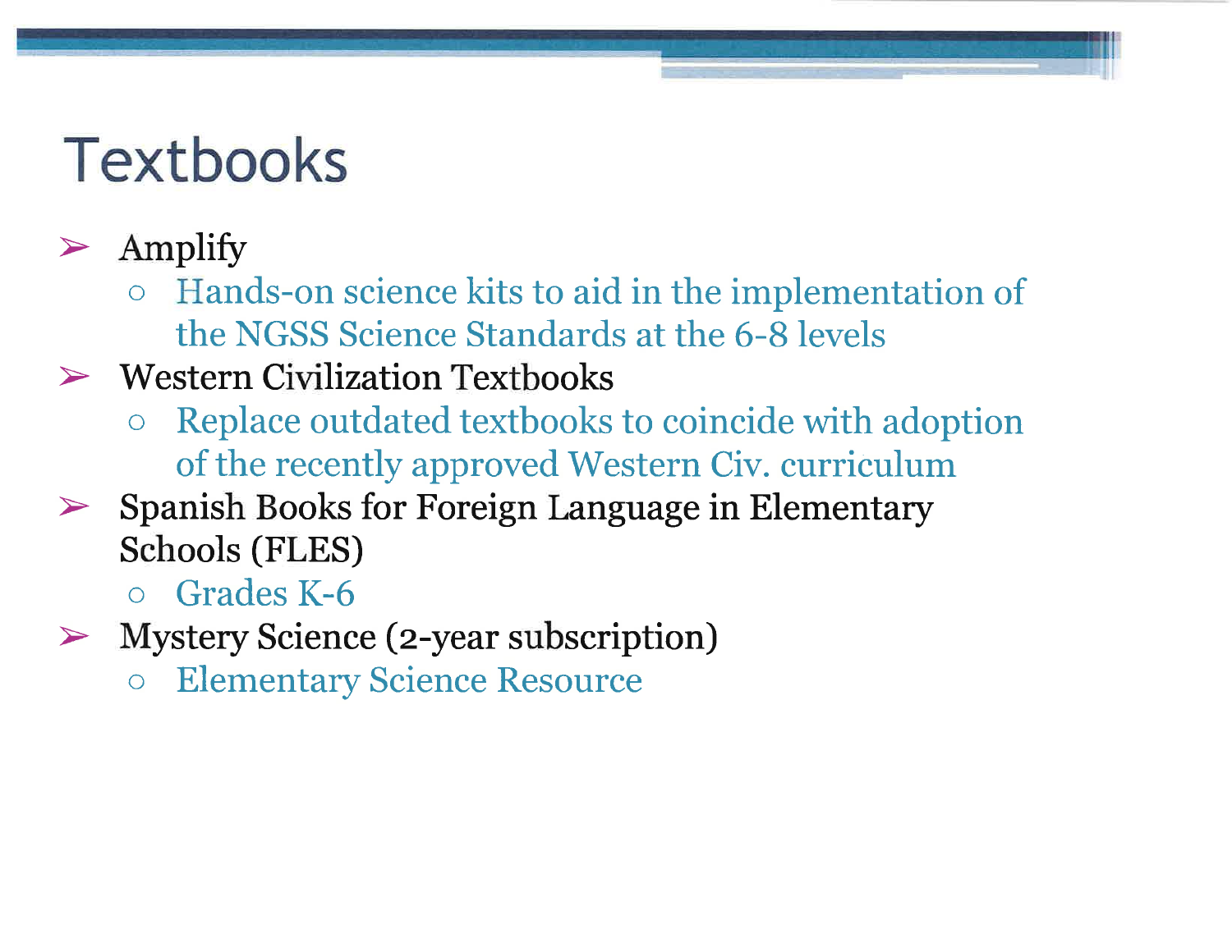# Textbooks

- Amplify
  - Hands-on science kits to aid in the implementation of the NGSS Science Standards at the 6-8 levels
- Western Civilization Textbooks
  - Replace outdated textbooks to coincide with adoption of the recently approved Western Civ. curriculum
- Spanish Books for Foreign Language in Elementary Schools (FLES)
  - Grades K-6
- Mystery Science (2-year subscription)
  - Elementary Science Resource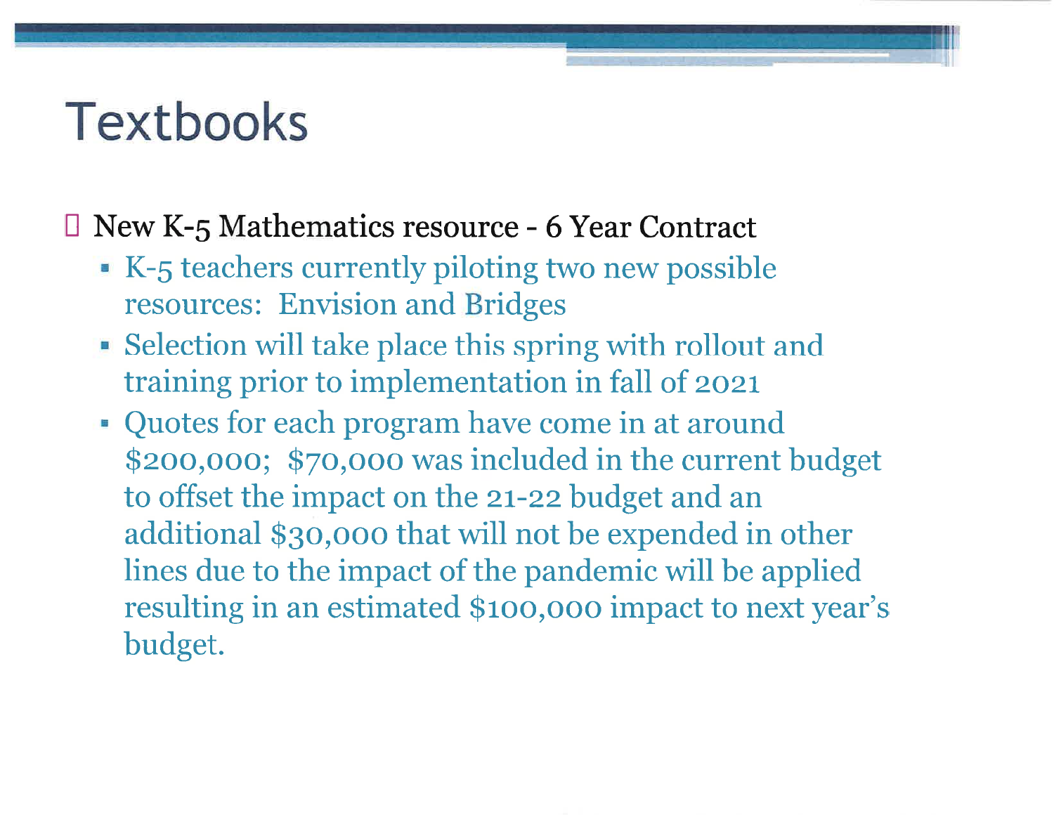# Textbooks

- New K-5 Mathematics resource - 6 Year Contract
  - K-5 teachers currently piloting two new possible resources: Envision and Bridges
  - Selection will take place this spring with rollout and training prior to implementation in fall of 2021
  - Quotes for each program have come in at around $200,000; $70,000 was included in the current budget to offset the impact on the 21-22 budget and an additional $30,000 that will not be expended in other lines due to the impact of the pandemic will be applied resulting in an estimated $100,000 impact to next year's budget.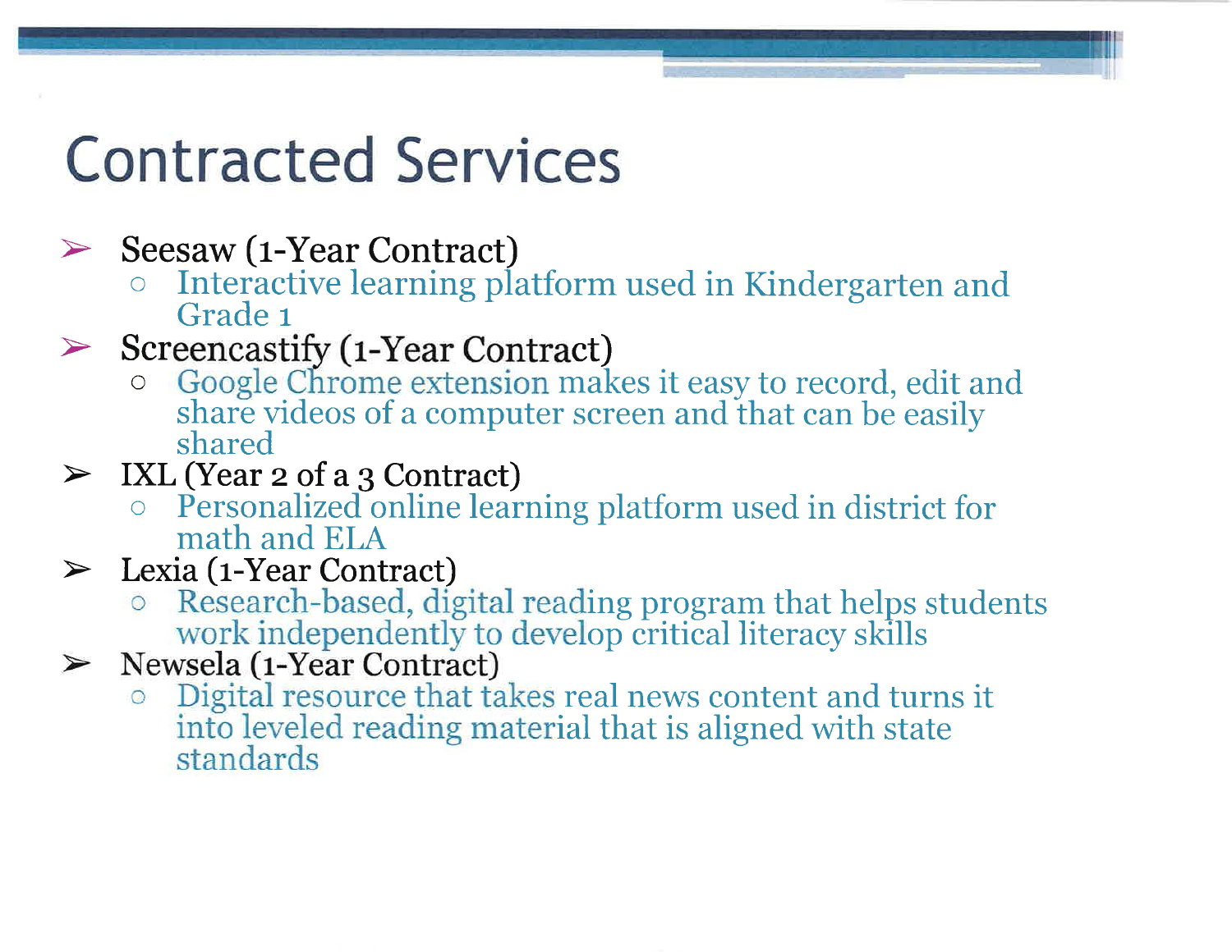# Contracted Services

- Seesaw (1-Year Contract)
  - Interactive learning platform used in Kindergarten and Grade 1
- Screencastify (1-Year Contract)
  - Google Chrome extension makes it easy to record, edit and share videos of a computer screen and that can be easily shared
- IXL (Year 2 of a 3 Contract)
  - Personalized online learning platform used in district for math and ELA
- Lexia (1-Year Contract)
  - Research-based, digital reading program that helps students work independently to develop critical literacy skills
- Newsela (1-Year Contract)
  - Digital resource that takes real news content and turns it into leveled reading material that is aligned with state standards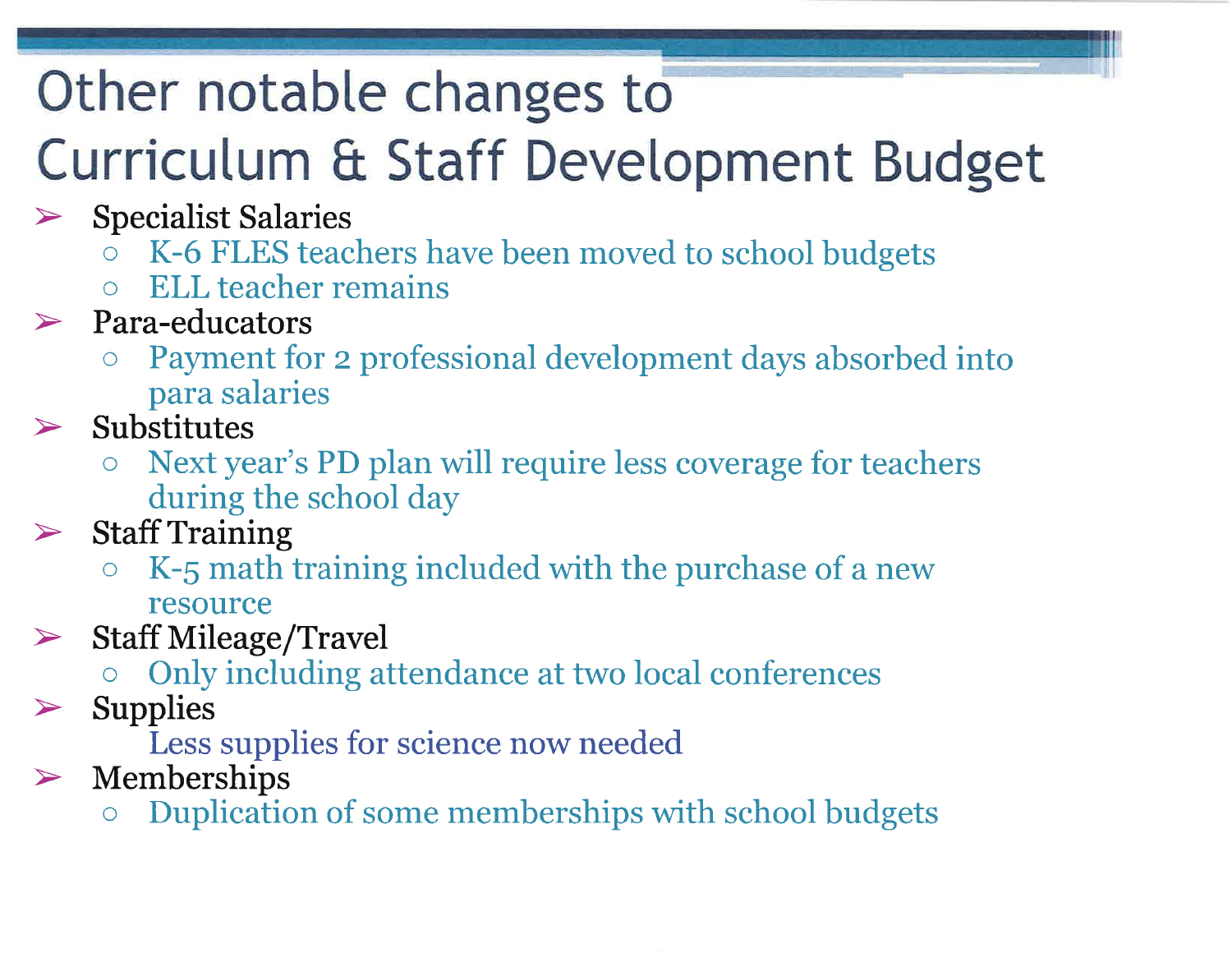# Other notable changes to Curriculum & Staff Development Budget

- Specialist Salaries
  - K-6 FLES teachers have been moved to school budgets
  - ELL teacher remains
- Para-educators
  - Payment for 2 professional development days absorbed into para salaries
- Substitutes
  - Next year's PD plan will require less coverage for teachers during the school day
- Staff Training
  - K-5 math training included with the purchase of a new resource
- Staff Mileage/Travel
  - Only including attendance at two local conferences
- Supplies
  - Less supplies for science now needed
- Memberships
  - Duplication of some memberships with school budgets